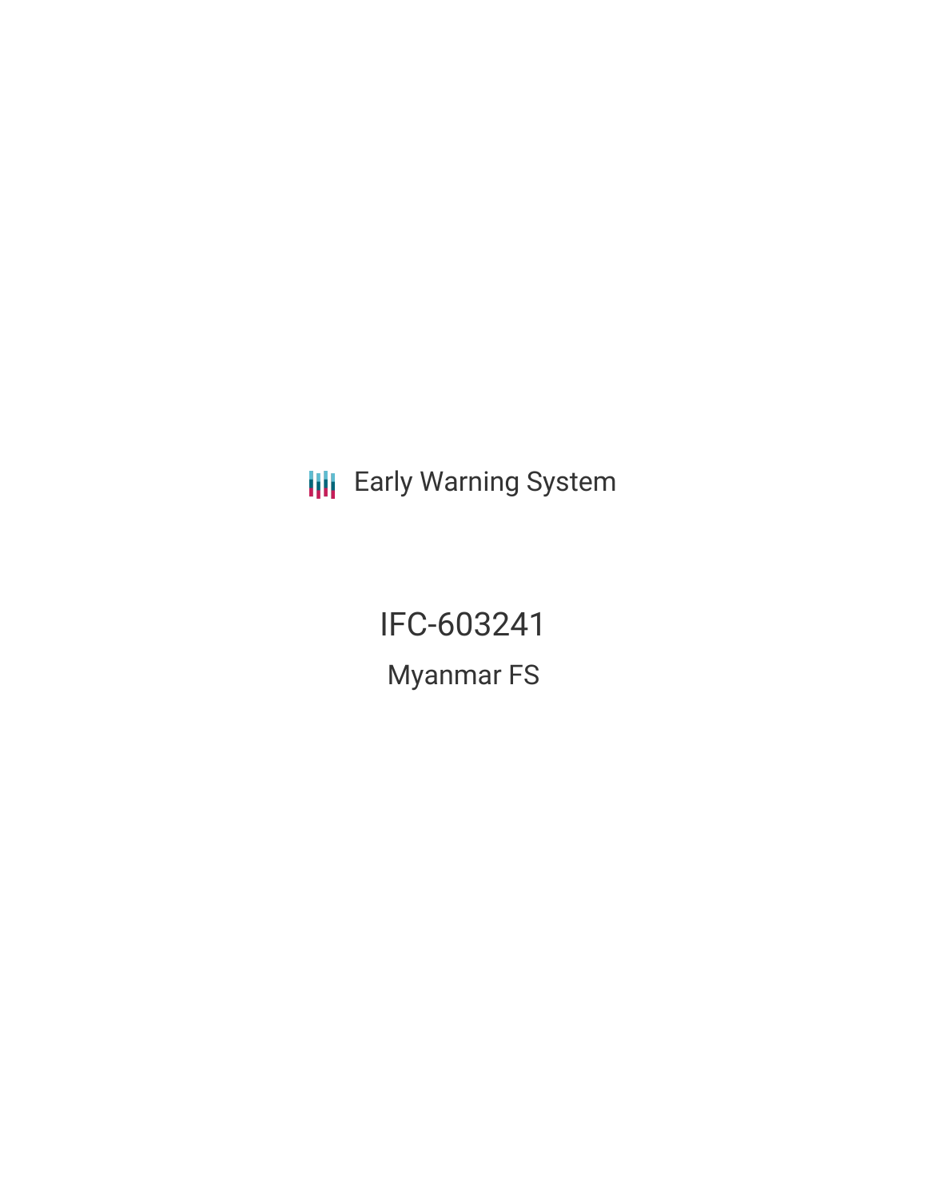Early Warning System

# IFC-603241

## Myanmar FS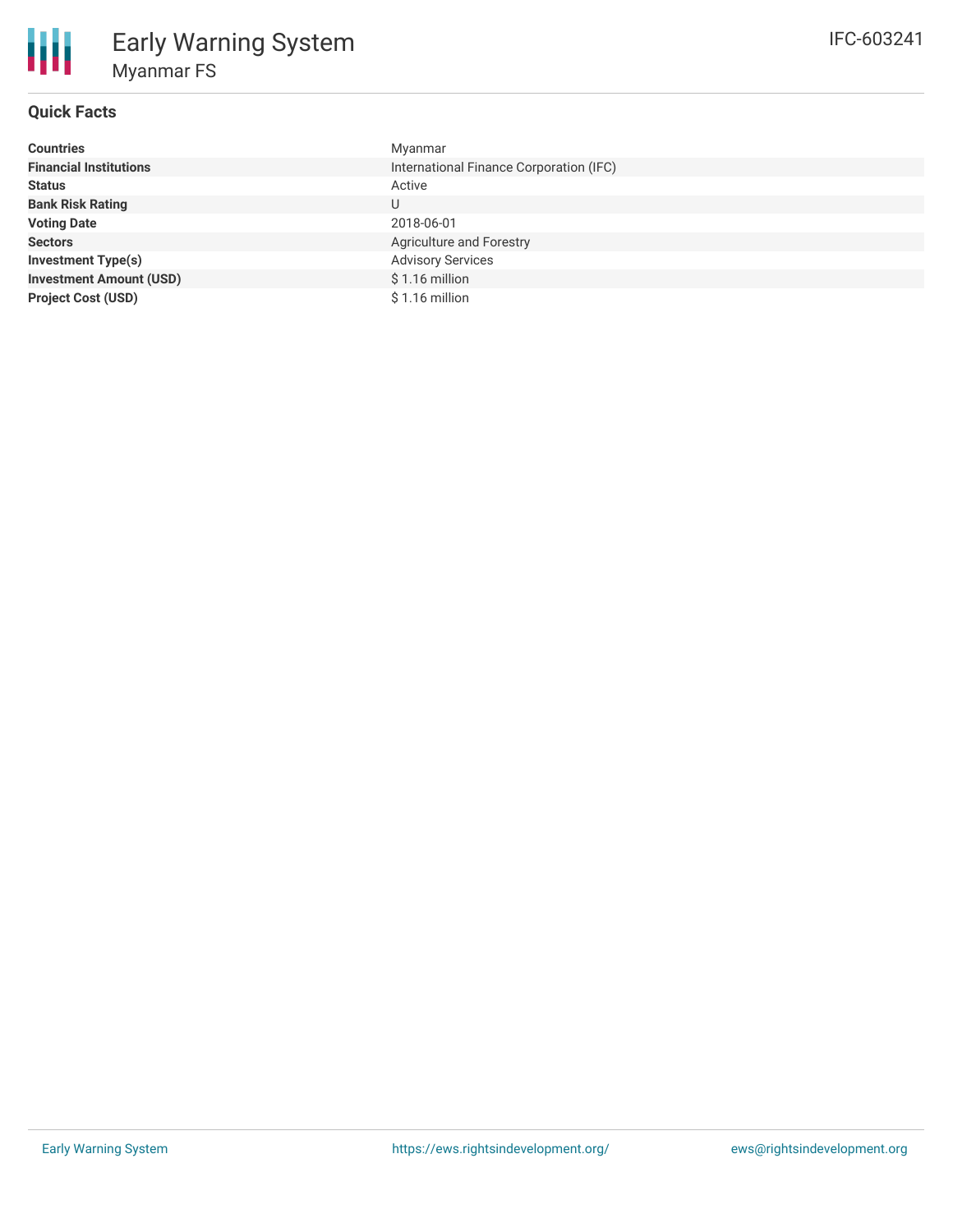# Early Warning System

## Myanmar FS

IFC-603241

### Quick Facts

| | |
|---|---|
| **Countries** | Myanmar |
| **Financial Institutions** | International Finance Corporation (IFC) |
| **Status** | Active |
| **Bank Risk Rating** | U |
| **Voting Date** | 2018-06-01 |
| **Sectors** | Agriculture and Forestry |
| **Investment Type(s)** | Advisory Services |
| **Investment Amount (USD)** | $ 1.16 million |
| **Project Cost (USD)** | $ 1.16 million |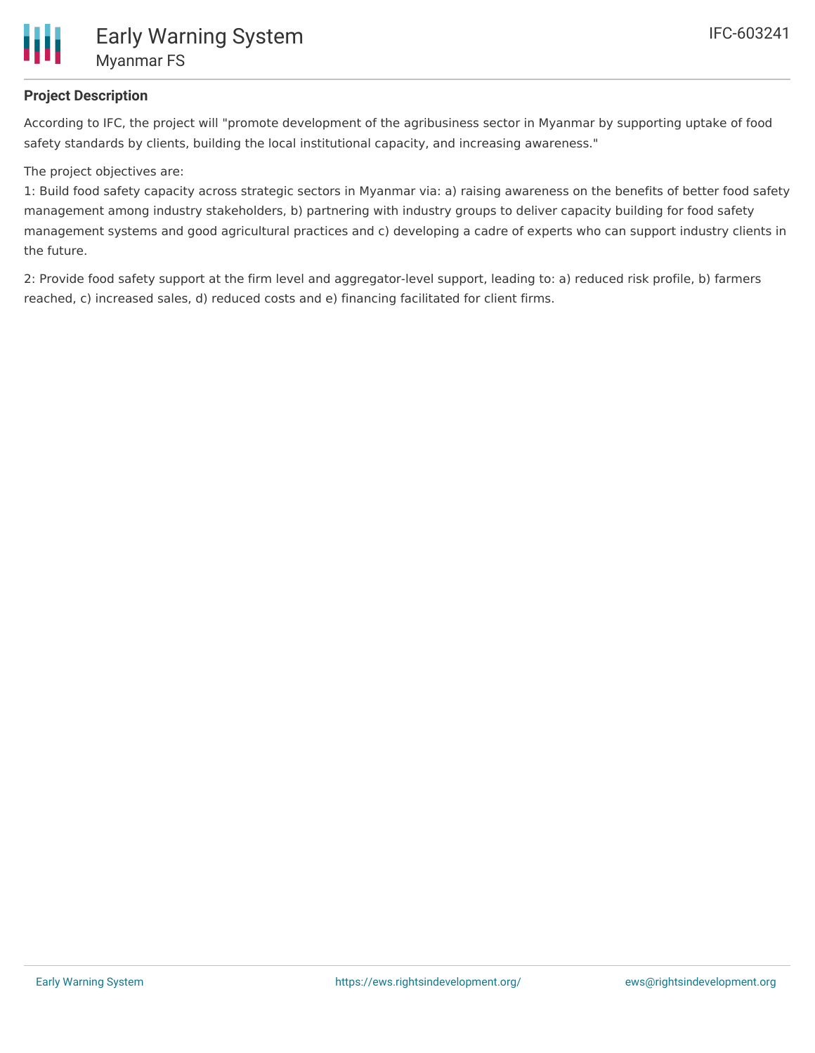## Project Description

According to IFC, the project will "promote development of the agribusiness sector in Myanmar by supporting uptake of food safety standards by clients, building the local institutional capacity, and increasing awareness."

The project objectives are:

1: Build food safety capacity across strategic sectors in Myanmar via: a) raising awareness on the benefits of better food safety management among industry stakeholders, b) partnering with industry groups to deliver capacity building for food safety management systems and good agricultural practices and c) developing a cadre of experts who can support industry clients in the future.

2: Provide food safety support at the firm level and aggregator-level support, leading to: a) reduced risk profile, b) farmers reached, c) increased sales, d) reduced costs and e) financing facilitated for client firms.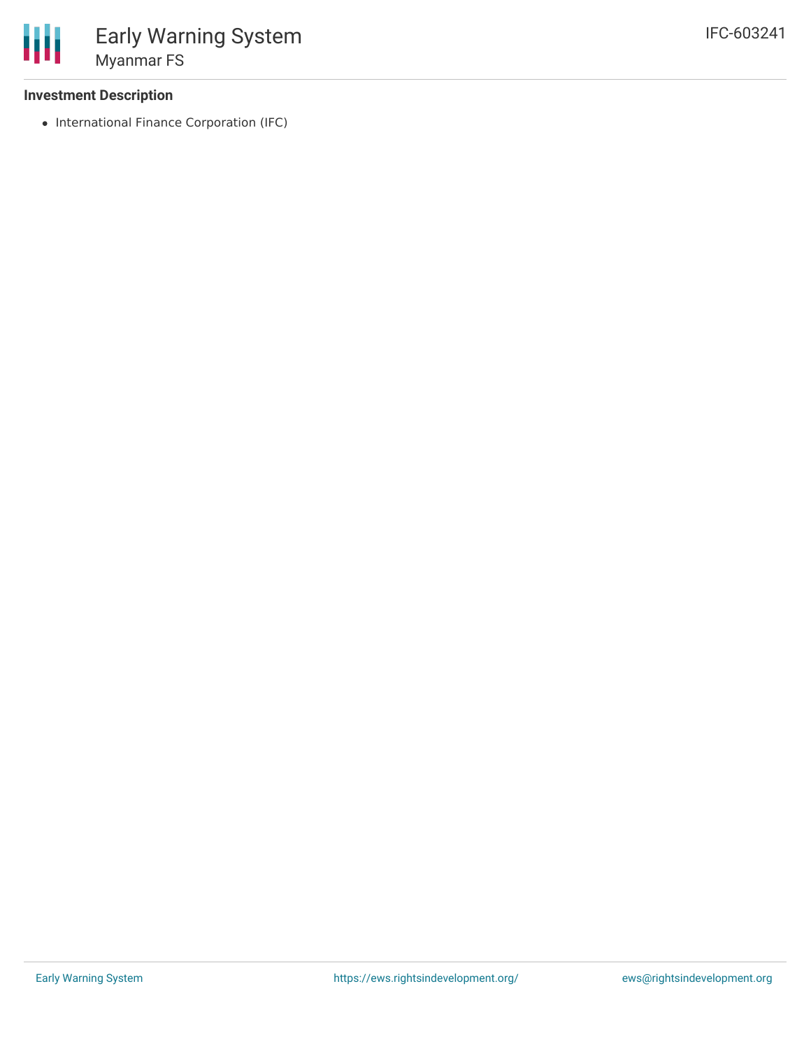**Investment Description**

- International Finance Corporation (IFC)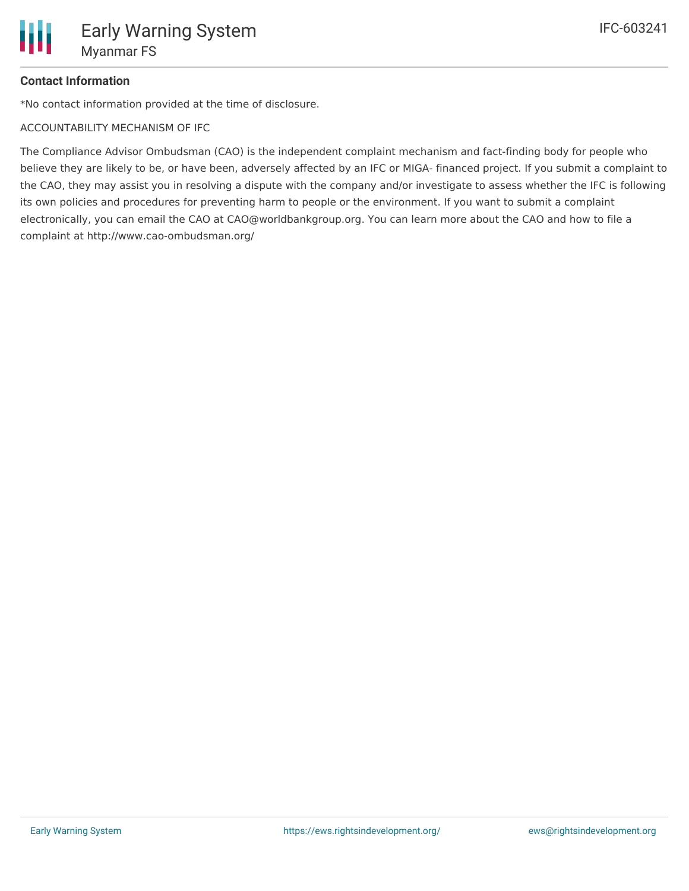**Contact Information**

*No contact information provided at the time of disclosure.

ACCOUNTABILITY MECHANISM OF IFC

The Compliance Advisor Ombudsman (CAO) is the independent complaint mechanism and fact-finding body for people who believe they are likely to be, or have been, adversely affected by an IFC or MIGA- financed project. If you submit a complaint to the CAO, they may assist you in resolving a dispute with the company and/or investigate to assess whether the IFC is following its own policies and procedures for preventing harm to people or the environment. If you want to submit a complaint electronically, you can email the CAO at CAO@worldbankgroup.org. You can learn more about the CAO and how to file a complaint at http://www.cao-ombudsman.org/